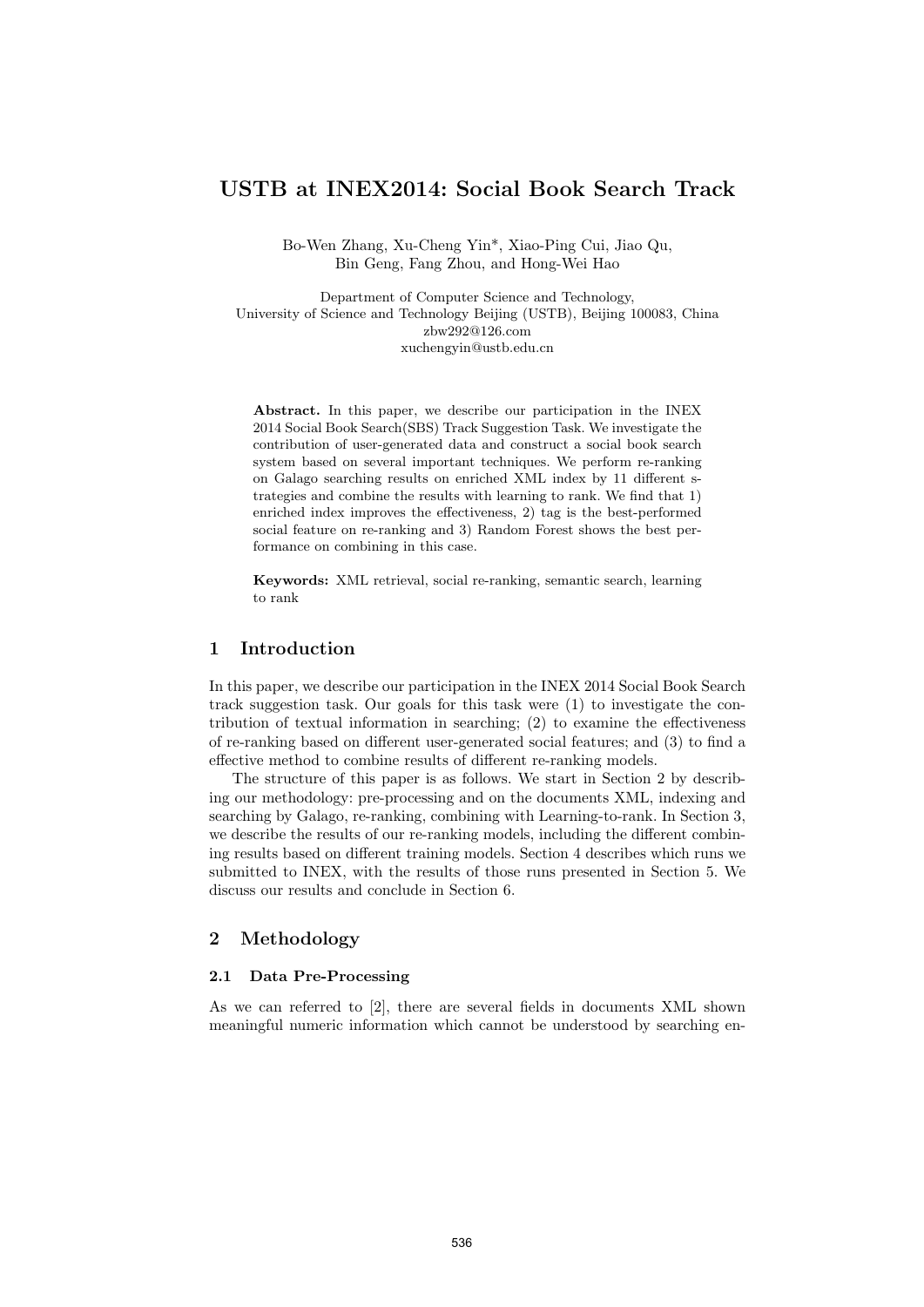# USTB at INEX2014: Social Book Search Track

Bo-Wen Zhang, Xu-Cheng Yin*, Xiao-Ping Cui, Jiao Qu,
Bin Geng, Fang Zhou, and Hong-Wei Hao

Department of Computer Science and Technology,
University of Science and Technology Beijing (USTB), Beijing 100083, China
zbw292@126.com
xuchengyin@ustb.edu.cn

**Abstract.** In this paper, we describe our participation in the INEX 2014 Social Book Search(SBS) Track Suggestion Task. We investigate the contribution of user-generated data and construct a social book search system based on several important techniques. We perform re-ranking on Galago searching results on enriched XML index by 11 different strategies and combine the results with learning to rank. We find that 1) enriched index improves the effectiveness, 2) tag is the best-performed social feature on re-ranking and 3) Random Forest shows the best performance on combining in this case.

**Keywords:** XML retrieval, social re-ranking, semantic search, learning to rank

## 1 Introduction

In this paper, we describe our participation in the INEX 2014 Social Book Search track suggestion task. Our goals for this task were (1) to investigate the contribution of textual information in searching; (2) to examine the effectiveness of re-ranking based on different user-generated social features; and (3) to find a effective method to combine results of different re-ranking models.

The structure of this paper is as follows. We start in Section 2 by describing our methodology: pre-processing and on the documents XML, indexing and searching by Galago, re-ranking, combining with Learning-to-rank. In Section 3, we describe the results of our re-ranking models, including the different combining results based on different training models. Section 4 describes which runs we submitted to INEX, with the results of those runs presented in Section 5. We discuss our results and conclude in Section 6.

## 2 Methodology

### 2.1 Data Pre-Processing

As we can referred to [2], there are several fields in documents XML shown meaningful numeric information which cannot be understood by searching en-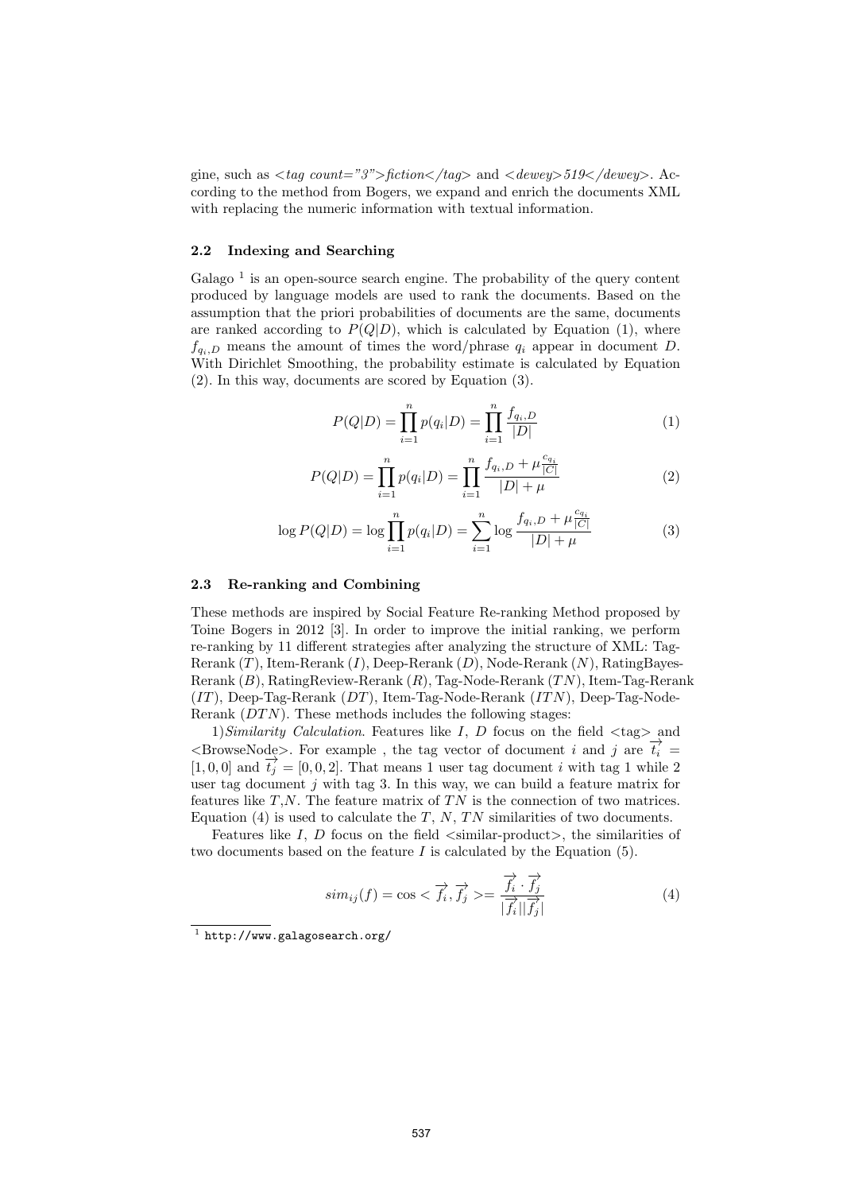gine, such as *<tag count="3">fiction</tag>* and *<dewey>519</dewey>*. According to the method from Bogers, we expand and enrich the documents XML with replacing the numeric information with textual information.

### 2.2 Indexing and Searching

Galago [1] is an open-source search engine. The probability of the query content produced by language models are used to rank the documents. Based on the assumption that the priori probabilities of documents are the same, documents are ranked according to $P(Q|D)$, which is calculated by Equation (1), where $f_{q_i,D}$ means the amount of times the word/phrase $q_i$ appear in document $D$. With Dirichlet Smoothing, the probability estimate is calculated by Equation (2). In this way, documents are scored by Equation (3).

$$P(Q|D) = \prod_{i=1}^{n} p(q_i|D) = \prod_{i=1}^{n} \frac{f_{q_i,D}}{|D|} \tag{1}$$

$$P(Q|D) = \prod_{i=1}^{n} p(q_i|D) = \prod_{i=1}^{n} \frac{f_{q_i,D} + \mu \frac{c_{q_i}}{|C|}}{|D| + \mu} \tag{2}$$

$$\log P(Q|D) = \log \prod_{i=1}^{n} p(q_i|D) = \sum_{i=1}^{n} \log \frac{f_{q_i,D} + \mu \frac{c_{q_i}}{|C|}}{|D| + \mu} \tag{3}$$

### 2.3 Re-ranking and Combining

These methods are inspired by Social Feature Re-ranking Method proposed by Toine Bogers in 2012 [3]. In order to improve the initial ranking, we perform re-ranking by 11 different strategies after analyzing the structure of XML: Tag-Rerank ($T$), Item-Rerank ($I$), Deep-Rerank ($D$), Node-Rerank ($N$), RatingBayes-Rerank ($B$), RatingReview-Rerank ($R$), Tag-Node-Rerank ($TN$), Item-Tag-Rerank ($IT$), Deep-Tag-Rerank ($DT$), Item-Tag-Node-Rerank ($ITN$), Deep-Tag-Node-Rerank ($DTN$). These methods includes the following stages:

1)*Similarity Calculation*. Features like $I$, $D$ focus on the field <tag> and <BrowseNode>. For example , the tag vector of document $i$ and $j$ are $\overrightarrow{t_i} = [1, 0, 0]$ and $\overrightarrow{t_j} = [0, 0, 2]$. That means 1 user tag document $i$ with tag 1 while 2 user tag document $j$ with tag 3. In this way, we can build a feature matrix for features like $T$,$N$. The feature matrix of $TN$ is the connection of two matrices. Equation (4) is used to calculate the $T$, $N$, $TN$ similarities of two documents.

Features like $I$, $D$ focus on the field <similar-product>, the similarities of two documents based on the feature $I$ is calculated by the Equation (5).

$$sim_{ij}(f) = \cos < \overrightarrow{f_i}, \overrightarrow{f_j} > = \frac{\overrightarrow{f_i} \cdot \overrightarrow{f_j}}{|\overrightarrow{f_i}||\overrightarrow{f_j}|} \tag{4}$$

[1] http://www.galagosearch.org/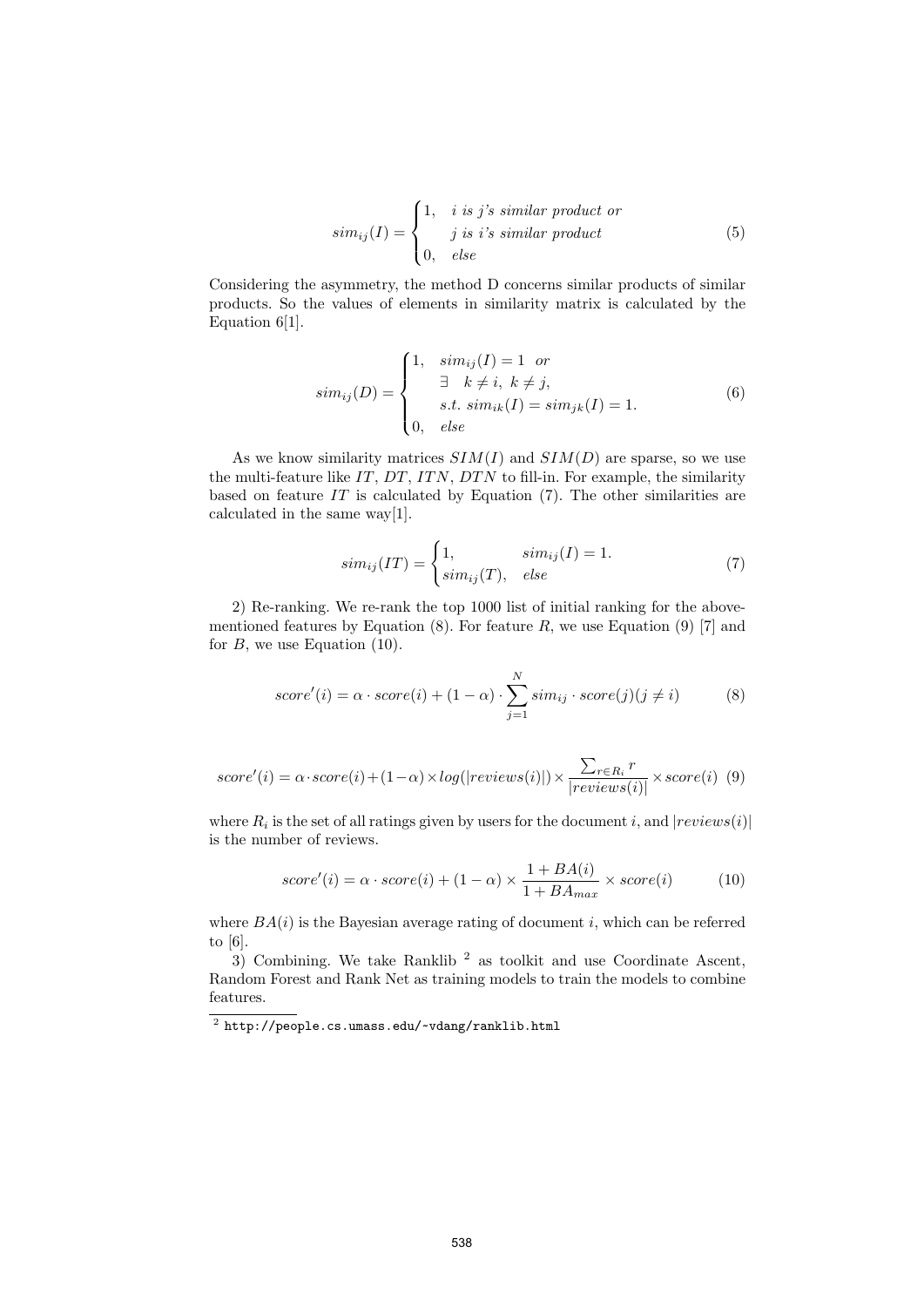$$sim_{ij}(I) = \begin{cases} 1, & i \textit{ is } j\textit{'s similar product or} \\ & j \textit{ is } i\textit{'s similar product} \\ 0, & else \end{cases} \tag{5}$$

Considering the asymmetry, the method D concerns similar products of similar products. So the values of elements in similarity matrix is calculated by the Equation 6[1].

$$sim_{ij}(D) = \begin{cases} 1, & sim_{ij}(I) = 1 \ \ or \\ & \exists \ \ k \neq i, \ k \neq j, \\ & s.t. \ sim_{ik}(I) = sim_{jk}(I) = 1. \\ 0, & else \end{cases} \tag{6}$$

As we know similarity matrices $SIM(I)$ and $SIM(D)$ are sparse, so we use the multi-feature like $IT$, $DT$, $ITN$, $DTN$ to fill-in. For example, the similarity based on feature $IT$ is calculated by Equation (7). The other similarities are calculated in the same way[1].

$$sim_{ij}(IT) = \begin{cases} 1, & sim_{ij}(I) = 1. \\ sim_{ij}(T), & else \end{cases} \tag{7}$$

2) Re-ranking. We re-rank the top 1000 list of initial ranking for the above-mentioned features by Equation (8). For feature $R$, we use Equation (9) [7] and for $B$, we use Equation (10).

$$score'(i) = \alpha \cdot score(i) + (1 - \alpha) \cdot \sum_{j=1}^{N} sim_{ij} \cdot score(j)(j \neq i) \tag{8}$$

$$score'(i) = \alpha \cdot score(i) + (1 - \alpha) \times log(|reviews(i)|) \times \frac{\sum_{r \in R_i} r}{|reviews(i)|} \times score(i) \tag{9}$$

where $R_i$ is the set of all ratings given by users for the document $i$, and $|reviews(i)|$ is the number of reviews.

$$score'(i) = \alpha \cdot score(i) + (1 - \alpha) \times \frac{1 + BA(i)}{1 + BA_{max}} \times score(i) \tag{10}$$

where $BA(i)$ is the Bayesian average rating of document $i$, which can be referred to [6].

3) Combining. We take Ranklib [2] as toolkit and use Coordinate Ascent, Random Forest and Rank Net as training models to train the models to combine features.

[2] http://people.cs.umass.edu/~vdang/ranklib.html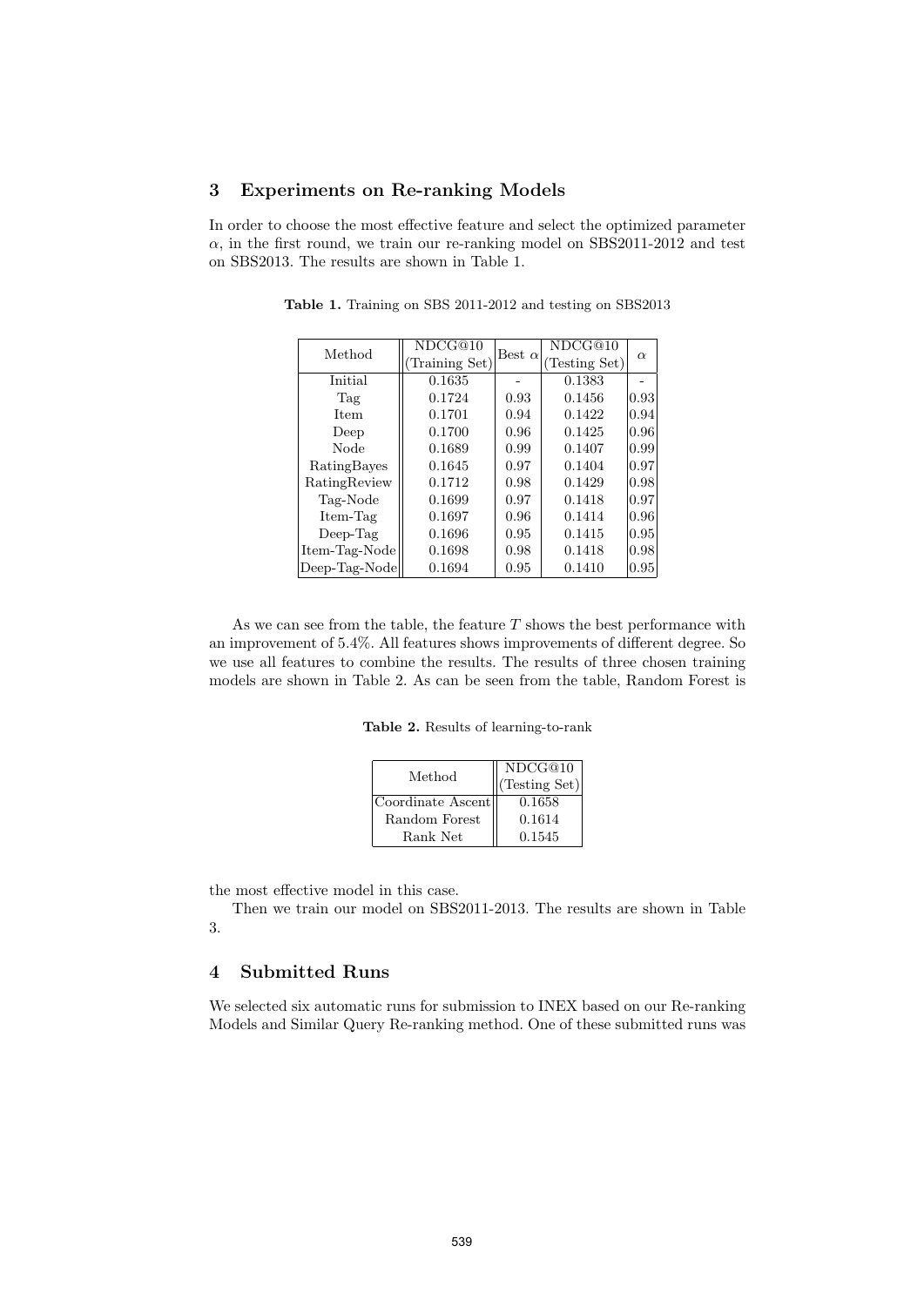## 3 Experiments on Re-ranking Models

In order to choose the most effective feature and select the optimized parameter $\alpha$, in the first round, we train our re-ranking model on SBS2011-2012 and test on SBS2013. The results are shown in Table 1.

**Table 1.** Training on SBS 2011-2012 and testing on SBS2013

| Method | NDCG@10 (Training Set) | Best $\alpha$ | NDCG@10 (Testing Set) | $\alpha$ |
|---|---|---|---|---|
| Initial | 0.1635 | - | 0.1383 | - |
| Tag | 0.1724 | 0.93 | 0.1456 | 0.93 |
| Item | 0.1701 | 0.94 | 0.1422 | 0.94 |
| Deep | 0.1700 | 0.96 | 0.1425 | 0.96 |
| Node | 0.1689 | 0.99 | 0.1407 | 0.99 |
| RatingBayes | 0.1645 | 0.97 | 0.1404 | 0.97 |
| RatingReview | 0.1712 | 0.98 | 0.1429 | 0.98 |
| Tag-Node | 0.1699 | 0.97 | 0.1418 | 0.97 |
| Item-Tag | 0.1697 | 0.96 | 0.1414 | 0.96 |
| Deep-Tag | 0.1696 | 0.95 | 0.1415 | 0.95 |
| Item-Tag-Node | 0.1698 | 0.98 | 0.1418 | 0.98 |
| Deep-Tag-Node | 0.1694 | 0.95 | 0.1410 | 0.95 |

As we can see from the table, the feature $T$ shows the best performance with an improvement of 5.4%. All features shows improvements of different degree. So we use all features to combine the results. The results of three chosen training models are shown in Table 2. As can be seen from the table, Random Forest is the most effective model in this case.

**Table 2.** Results of learning-to-rank

| Method | NDCG@10 (Testing Set) |
|---|---|
| Coordinate Ascent | 0.1658 |
| Random Forest | 0.1614 |
| Rank Net | 0.1545 |

Then we train our model on SBS2011-2013. The results are shown in Table 3.

## 4 Submitted Runs

We selected six automatic runs for submission to INEX based on our Re-ranking Models and Similar Query Re-ranking method. One of these submitted runs was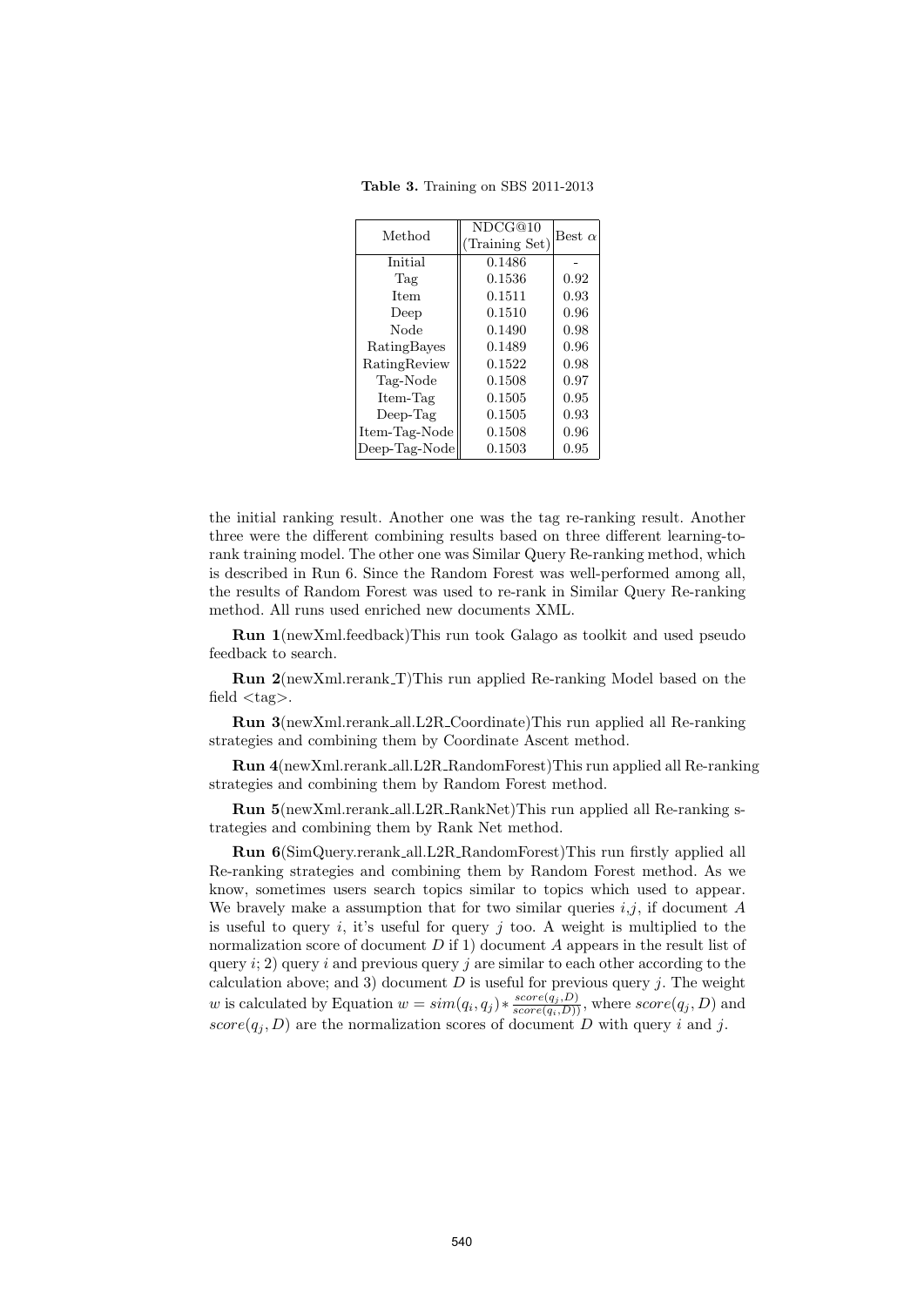**Table 3.** Training on SBS 2011-2013

| Method | NDCG@10 (Training Set) | Best $\alpha$ |
|---|---|---|
| Initial | 0.1486 | - |
| Tag | 0.1536 | 0.92 |
| Item | 0.1511 | 0.93 |
| Deep | 0.1510 | 0.96 |
| Node | 0.1490 | 0.98 |
| RatingBayes | 0.1489 | 0.96 |
| RatingReview | 0.1522 | 0.98 |
| Tag-Node | 0.1508 | 0.97 |
| Item-Tag | 0.1505 | 0.95 |
| Deep-Tag | 0.1505 | 0.93 |
| Item-Tag-Node | 0.1508 | 0.96 |
| Deep-Tag-Node | 0.1503 | 0.95 |

the initial ranking result. Another one was the tag re-ranking result. Another three were the different combining results based on three different learning-to-rank training model. The other one was Similar Query Re-ranking method, which is described in Run 6. Since the Random Forest was well-performed among all, the results of Random Forest was used to re-rank in Similar Query Re-ranking method. All runs used enriched new documents XML.

**Run 1**(newXml.feedback)This run took Galago as toolkit and used pseudo feedback to search.

**Run 2**(newXml.rerank_T)This run applied Re-ranking Model based on the field <tag>.

**Run 3**(newXml.rerank_all.L2R_Coordinate)This run applied all Re-ranking strategies and combining them by Coordinate Ascent method.

**Run 4**(newXml.rerank_all.L2R_RandomForest)This run applied all Re-ranking strategies and combining them by Random Forest method.

**Run 5**(newXml.rerank_all.L2R_RankNet)This run applied all Re-ranking strategies and combining them by Rank Net method.

**Run 6**(SimQuery.rerank_all.L2R_RandomForest)This run firstly applied all Re-ranking strategies and combining them by Random Forest method. As we know, sometimes users search topics similar to topics which used to appear. We bravely make a assumption that for two similar queries $i$,$j$, if document $A$ is useful to query $i$, it's useful for query $j$ too. A weight is multiplied to the normalization score of document $D$ if 1) document $A$ appears in the result list of query $i$; 2) query $i$ and previous query $j$ are similar to each other according to the calculation above; and 3) document $D$ is useful for previous query $j$. The weight $w$ is calculated by Equation $w = sim(q_i, q_j) * \frac{score(q_j, D)}{score(q_i, D))}$, where $score(q_j, D)$ and $score(q_j, D)$ are the normalization scores of document $D$ with query $i$ and $j$.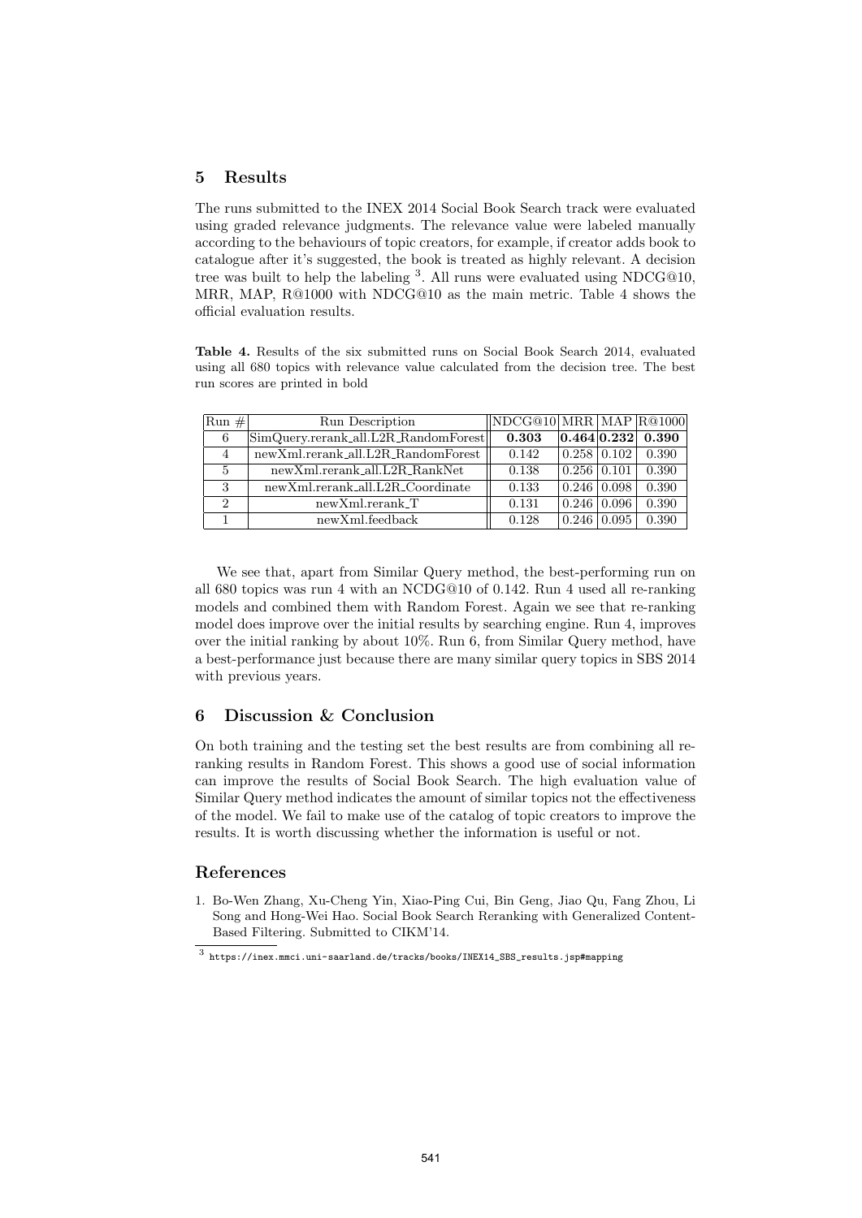## 5 Results

The runs submitted to the INEX 2014 Social Book Search track were evaluated using graded relevance judgments. The relevance value were labeled manually according to the behaviours of topic creators, for example, if creator adds book to catalogue after it's suggested, the book is treated as highly relevant. A decision tree was built to help the labeling [3]. All runs were evaluated using NDCG@10, MRR, MAP, R@1000 with NDCG@10 as the main metric. Table 4 shows the official evaluation results.

**Table 4.** Results of the six submitted runs on Social Book Search 2014, evaluated using all 680 topics with relevance value calculated from the decision tree. The best run scores are printed in bold

| Run # | Run Description | NDCG10 | MRR | MAP | R@1000 |
|---|---|---|---|---|---|
| 6 | SimQuery.rerank_all.L2R_RandomForest | **0.303** | **0.464** | **0.232** | **0.390** |
| 4 | newXml.rerank_all.L2R_RandomForest | 0.142 | 0.258 | 0.102 | 0.390 |
| 5 | newXml.rerank_all.L2R_RankNet | 0.138 | 0.256 | 0.101 | 0.390 |
| 3 | newXml.rerank_all.L2R_Coordinate | 0.133 | 0.246 | 0.098 | 0.390 |
| 2 | newXml.rerank_T | 0.131 | 0.246 | 0.096 | 0.390 |
| 1 | newXml.feedback | 0.128 | 0.246 | 0.095 | 0.390 |

We see that, apart from Similar Query method, the best-performing run on all 680 topics was run 4 with an NCDG@10 of 0.142. Run 4 used all re-ranking models and combined them with Random Forest. Again we see that re-ranking model does improve over the initial results by searching engine. Run 4, improves over the initial ranking by about 10%. Run 6, from Similar Query method, have a best-performance just because there are many similar query topics in SBS 2014 with previous years.

## 6 Discussion & Conclusion

On both training and the testing set the best results are from combining all re-ranking results in Random Forest. This shows a good use of social information can improve the results of Social Book Search. The high evaluation value of Similar Query method indicates the amount of similar topics not the effectiveness of the model. We fail to make use of the catalog of topic creators to improve the results. It is worth discussing whether the information is useful or not.

## References

1. Bo-Wen Zhang, Xu-Cheng Yin, Xiao-Ping Cui, Bin Geng, Jiao Qu, Fang Zhou, Li Song and Hong-Wei Hao. Social Book Search Reranking with Generalized Content-Based Filtering. Submitted to CIKM'14.

[3] https://inex.mmci.uni-saarland.de/tracks/books/INEX14_SBS_results.jsp#mapping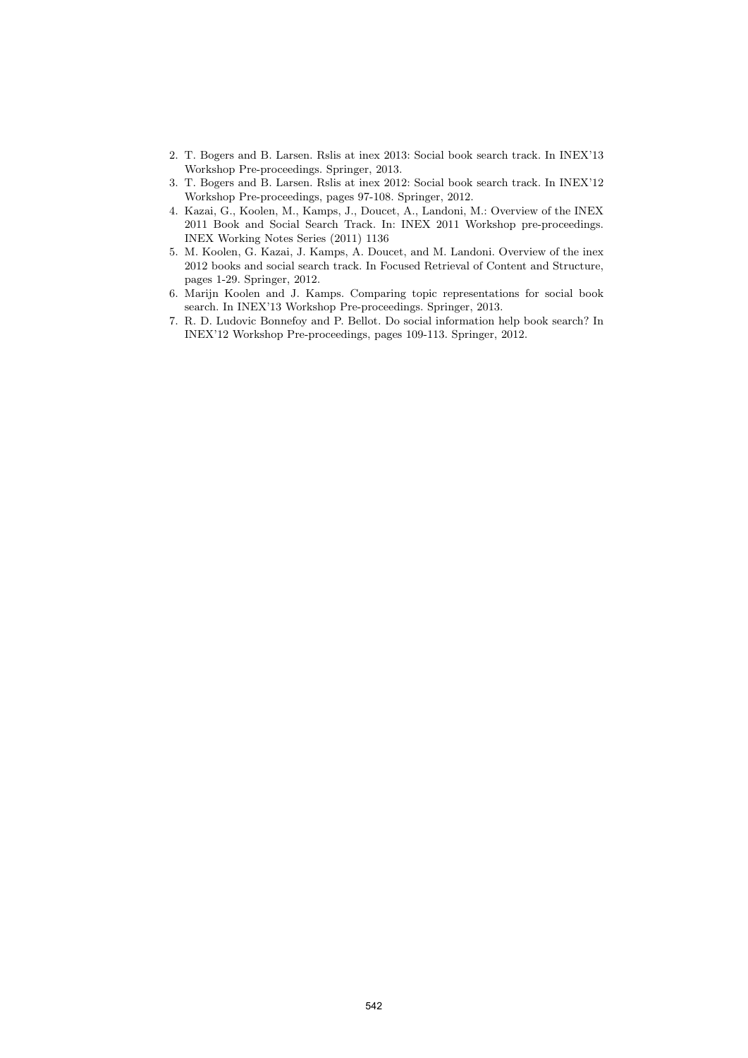2. T. Bogers and B. Larsen. Rslis at inex 2013: Social book search track. In INEX'13 Workshop Pre-proceedings. Springer, 2013.
3. T. Bogers and B. Larsen. Rslis at inex 2012: Social book search track. In INEX'12 Workshop Pre-proceedings, pages 97-108. Springer, 2012.
4. Kazai, G., Koolen, M., Kamps, J., Doucet, A., Landoni, M.: Overview of the INEX 2011 Book and Social Search Track. In: INEX 2011 Workshop pre-proceedings. INEX Working Notes Series (2011) 1136
5. M. Koolen, G. Kazai, J. Kamps, A. Doucet, and M. Landoni. Overview of the inex 2012 books and social search track. In Focused Retrieval of Content and Structure, pages 1-29. Springer, 2012.
6. Marijn Koolen and J. Kamps. Comparing topic representations for social book search. In INEX'13 Workshop Pre-proceedings. Springer, 2013.
7. R. D. Ludovic Bonnefoy and P. Bellot. Do social information help book search? In INEX'12 Workshop Pre-proceedings, pages 109-113. Springer, 2012.